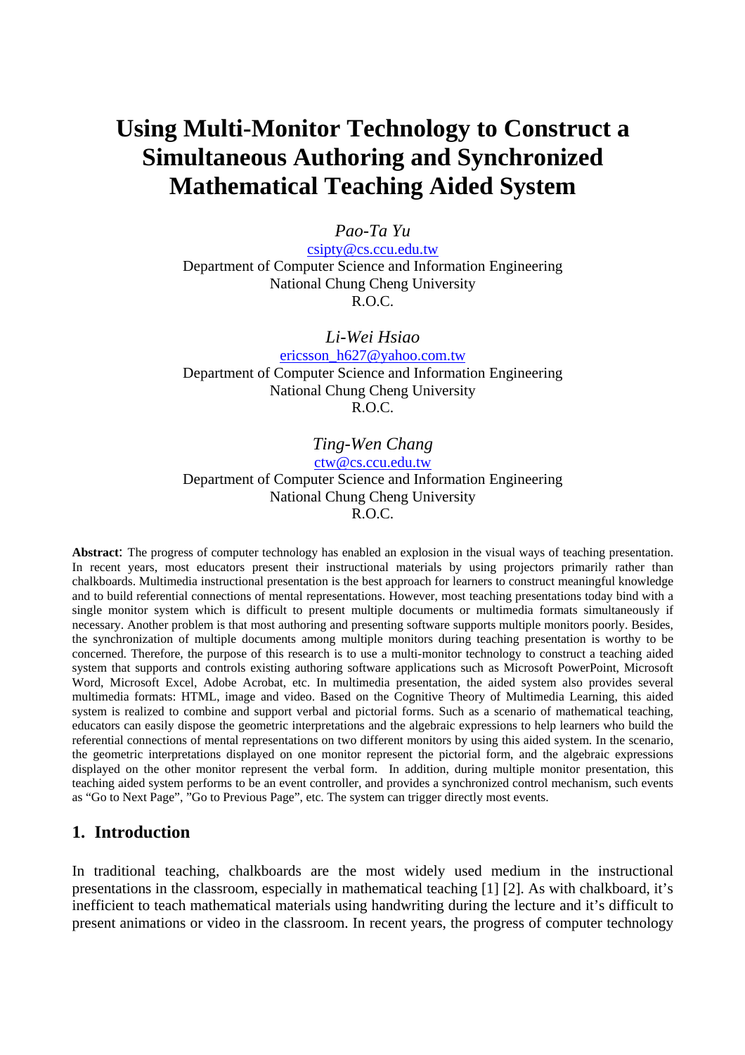# Using Multi-Monitor Technology to Construct a Simultaneous Authoring and Synchronized Mathematical Teaching Aided System

*Pao-Ta Yu*

csipty@cs.ccu.edu.tw

Department of Computer Science and Information Engineering

National Chung Cheng University

R.O.C.

*Li-Wei Hsiao*

ericsson_h627@yahoo.com.tw

Department of Computer Science and Information Engineering

National Chung Cheng University

R.O.C.

*Ting-Wen Chang*

ctw@cs.ccu.edu.tw

Department of Computer Science and Information Engineering

National Chung Cheng University

R.O.C.

**Abstract**: The progress of computer technology has enabled an explosion in the visual ways of teaching presentation. In recent years, most educators present their instructional materials by using projectors primarily rather than chalkboards. Multimedia instructional presentation is the best approach for learners to construct meaningful knowledge and to build referential connections of mental representations. However, most teaching presentations today bind with a single monitor system which is difficult to present multiple documents or multimedia formats simultaneously if necessary. Another problem is that most authoring and presenting software supports multiple monitors poorly. Besides, the synchronization of multiple documents among multiple monitors during teaching presentation is worthy to be concerned. Therefore, the purpose of this research is to use a multi-monitor technology to construct a teaching aided system that supports and controls existing authoring software applications such as Microsoft PowerPoint, Microsoft Word, Microsoft Excel, Adobe Acrobat, etc. In multimedia presentation, the aided system also provides several multimedia formats: HTML, image and video. Based on the Cognitive Theory of Multimedia Learning, this aided system is realized to combine and support verbal and pictorial forms. Such as a scenario of mathematical teaching, educators can easily dispose the geometric interpretations and the algebraic expressions to help learners who build the referential connections of mental representations on two different monitors by using this aided system. In the scenario, the geometric interpretations displayed on one monitor represent the pictorial form, and the algebraic expressions displayed on the other monitor represent the verbal form. In addition, during multiple monitor presentation, this teaching aided system performs to be an event controller, and provides a synchronized control mechanism, such events as "Go to Next Page", "Go to Previous Page", etc. The system can trigger directly most events.

## 1. Introduction

In traditional teaching, chalkboards are the most widely used medium in the instructional presentations in the classroom, especially in mathematical teaching [1] [2]. As with chalkboard, it's inefficient to teach mathematical materials using handwriting during the lecture and it's difficult to present animations or video in the classroom. In recent years, the progress of computer technology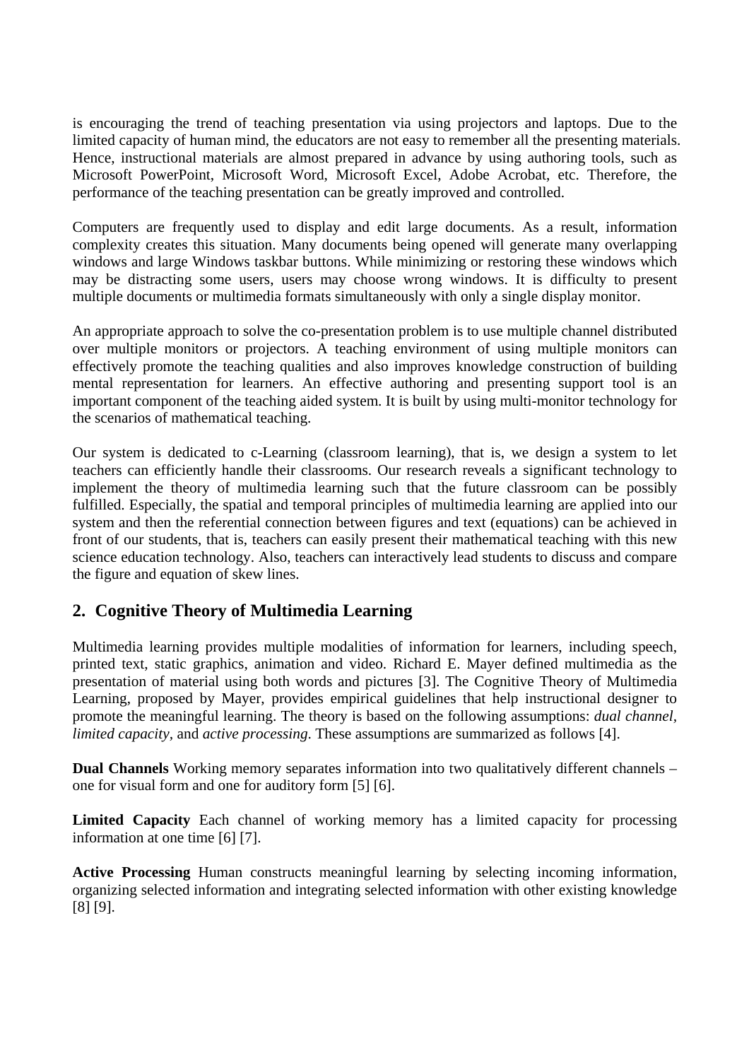is encouraging the trend of teaching presentation via using projectors and laptops. Due to the limited capacity of human mind, the educators are not easy to remember all the presenting materials. Hence, instructional materials are almost prepared in advance by using authoring tools, such as Microsoft PowerPoint, Microsoft Word, Microsoft Excel, Adobe Acrobat, etc. Therefore, the performance of the teaching presentation can be greatly improved and controlled.

Computers are frequently used to display and edit large documents. As a result, information complexity creates this situation. Many documents being opened will generate many overlapping windows and large Windows taskbar buttons. While minimizing or restoring these windows which may be distracting some users, users may choose wrong windows. It is difficulty to present multiple documents or multimedia formats simultaneously with only a single display monitor.

An appropriate approach to solve the co-presentation problem is to use multiple channel distributed over multiple monitors or projectors. A teaching environment of using multiple monitors can effectively promote the teaching qualities and also improves knowledge construction of building mental representation for learners. An effective authoring and presenting support tool is an important component of the teaching aided system. It is built by using multi-monitor technology for the scenarios of mathematical teaching.

Our system is dedicated to c-Learning (classroom learning), that is, we design a system to let teachers can efficiently handle their classrooms. Our research reveals a significant technology to implement the theory of multimedia learning such that the future classroom can be possibly fulfilled. Especially, the spatial and temporal principles of multimedia learning are applied into our system and then the referential connection between figures and text (equations) can be achieved in front of our students, that is, teachers can easily present their mathematical teaching with this new science education technology. Also, teachers can interactively lead students to discuss and compare the figure and equation of skew lines.

## 2. Cognitive Theory of Multimedia Learning

Multimedia learning provides multiple modalities of information for learners, including speech, printed text, static graphics, animation and video. Richard E. Mayer defined multimedia as the presentation of material using both words and pictures [3]. The Cognitive Theory of Multimedia Learning, proposed by Mayer, provides empirical guidelines that help instructional designer to promote the meaningful learning. The theory is based on the following assumptions: *dual channel*, *limited capacity*, and *active processing*. These assumptions are summarized as follows [4].

**Dual Channels** Working memory separates information into two qualitatively different channels – one for visual form and one for auditory form [5] [6].

**Limited Capacity** Each channel of working memory has a limited capacity for processing information at one time [6] [7].

**Active Processing** Human constructs meaningful learning by selecting incoming information, organizing selected information and integrating selected information with other existing knowledge [8] [9].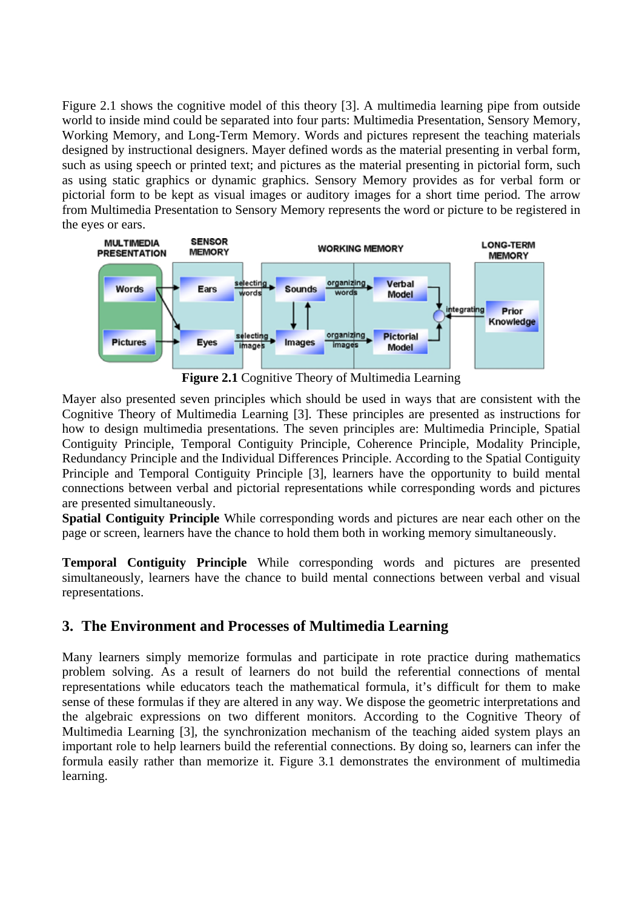Figure 2.1 shows the cognitive model of this theory [3]. A multimedia learning pipe from outside world to inside mind could be separated into four parts: Multimedia Presentation, Sensory Memory, Working Memory, and Long-Term Memory. Words and pictures represent the teaching materials designed by instructional designers. Mayer defined words as the material presenting in verbal form, such as using speech or printed text; and pictures as the material presenting in pictorial form, such as using static graphics or dynamic graphics. Sensory Memory provides as for verbal form or pictorial form to be kept as visual images or auditory images for a short time period. The arrow from Multimedia Presentation to Sensory Memory represents the word or picture to be registered in the eyes or ears.

**Figure 2.1** Cognitive Theory of Multimedia Learning

Mayer also presented seven principles which should be used in ways that are consistent with the Cognitive Theory of Multimedia Learning [3]. These principles are presented as instructions for how to design multimedia presentations. The seven principles are: Multimedia Principle, Spatial Contiguity Principle, Temporal Contiguity Principle, Coherence Principle, Modality Principle, Redundancy Principle and the Individual Differences Principle. According to the Spatial Contiguity Principle and Temporal Contiguity Principle [3], learners have the opportunity to build mental connections between verbal and pictorial representations while corresponding words and pictures are presented simultaneously.

**Spatial Contiguity Principle** While corresponding words and pictures are near each other on the page or screen, learners have the chance to hold them both in working memory simultaneously.

**Temporal Contiguity Principle** While corresponding words and pictures are presented simultaneously, learners have the chance to build mental connections between verbal and visual representations.

## 3. The Environment and Processes of Multimedia Learning

Many learners simply memorize formulas and participate in rote practice during mathematics problem solving. As a result of learners do not build the referential connections of mental representations while educators teach the mathematical formula, it's difficult for them to make sense of these formulas if they are altered in any way. We dispose the geometric interpretations and the algebraic expressions on two different monitors. According to the Cognitive Theory of Multimedia Learning [3], the synchronization mechanism of the teaching aided system plays an important role to help learners build the referential connections. By doing so, learners can infer the formula easily rather than memorize it. Figure 3.1 demonstrates the environment of multimedia learning.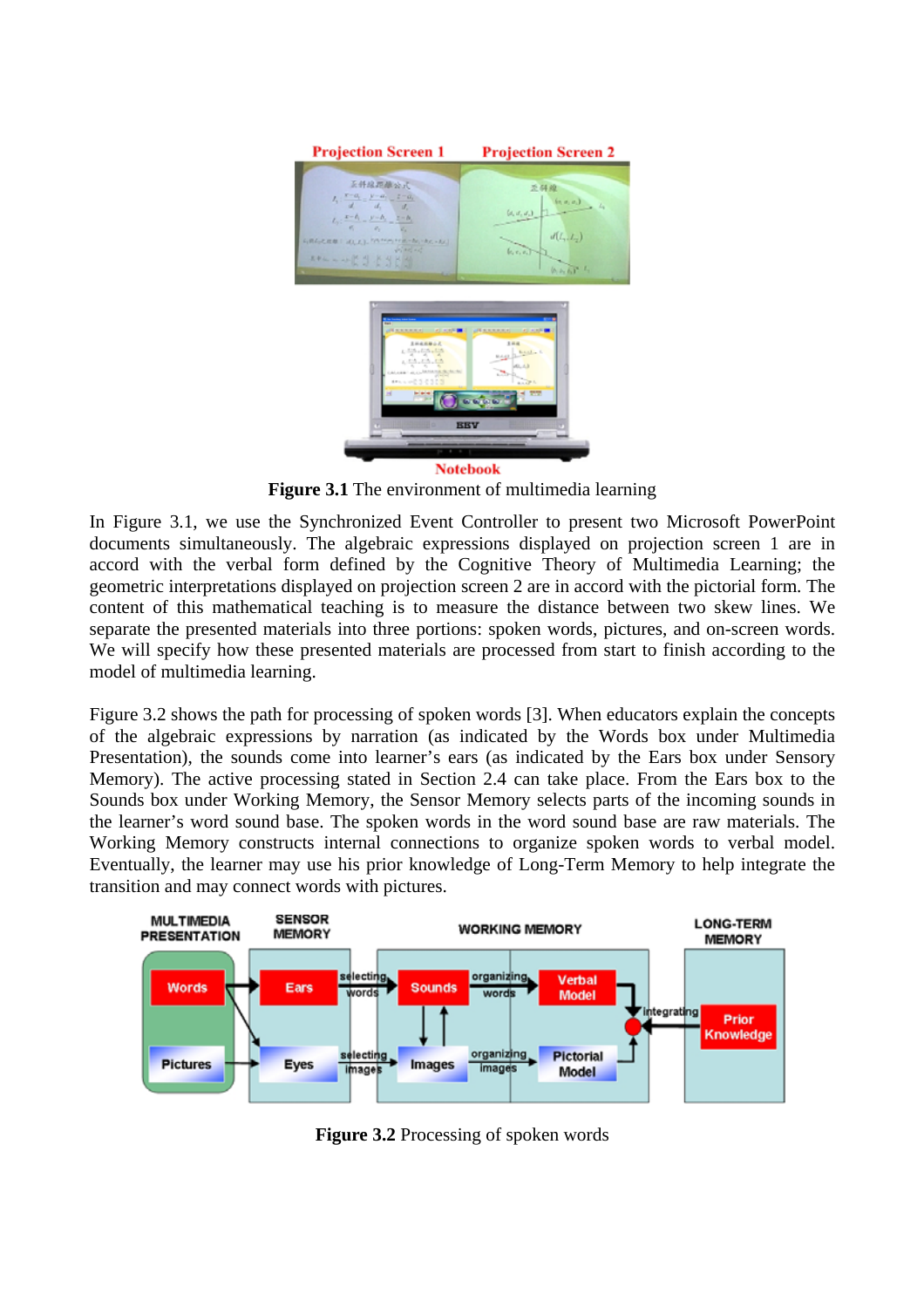**Figure 3.1** The environment of multimedia learning

In Figure 3.1, we use the Synchronized Event Controller to present two Microsoft PowerPoint documents simultaneously. The algebraic expressions displayed on projection screen 1 are in accord with the verbal form defined by the Cognitive Theory of Multimedia Learning; the geometric interpretations displayed on projection screen 2 are in accord with the pictorial form. The content of this mathematical teaching is to measure the distance between two skew lines. We separate the presented materials into three portions: spoken words, pictures, and on-screen words. We will specify how these presented materials are processed from start to finish according to the model of multimedia learning.

Figure 3.2 shows the path for processing of spoken words [3]. When educators explain the concepts of the algebraic expressions by narration (as indicated by the Words box under Multimedia Presentation), the sounds come into learner's ears (as indicated by the Ears box under Sensory Memory). The active processing stated in Section 2.4 can take place. From the Ears box to the Sounds box under Working Memory, the Sensor Memory selects parts of the incoming sounds in the learner's word sound base. The spoken words in the word sound base are raw materials. The Working Memory constructs internal connections to organize spoken words to verbal model. Eventually, the learner may use his prior knowledge of Long-Term Memory to help integrate the transition and may connect words with pictures.

**Figure 3.2** Processing of spoken words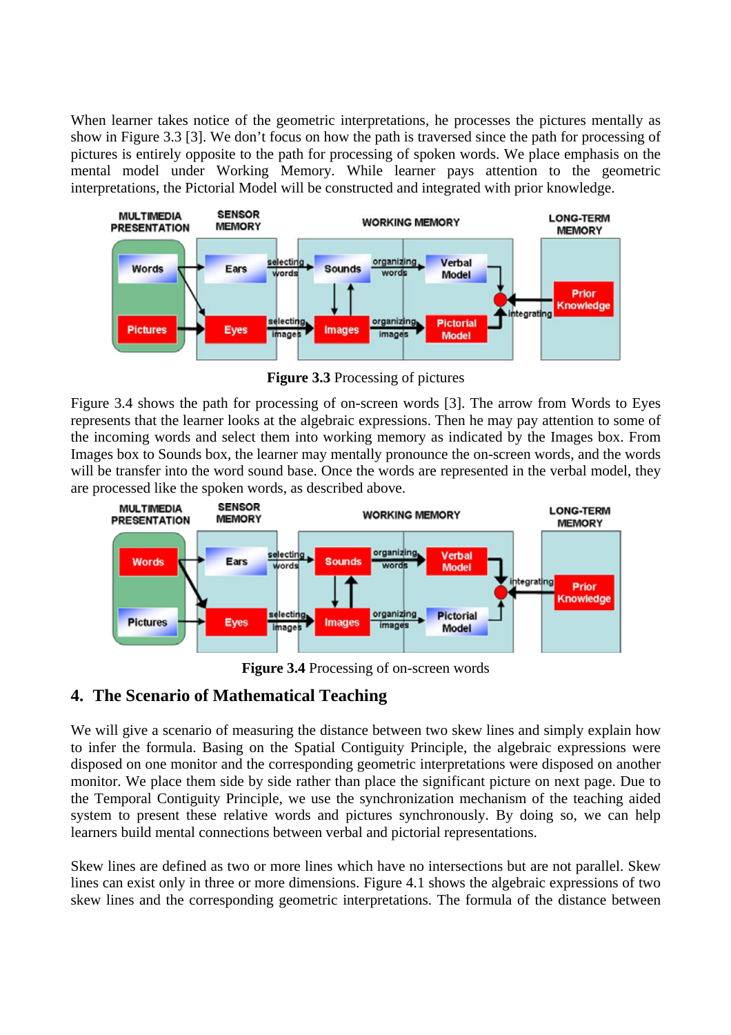When learner takes notice of the geometric interpretations, he processes the pictures mentally as show in Figure 3.3 [3]. We don't focus on how the path is traversed since the path for processing of pictures is entirely opposite to the path for processing of spoken words. We place emphasis on the mental model under Working Memory. While learner pays attention to the geometric interpretations, the Pictorial Model will be constructed and integrated with prior knowledge.

**Figure 3.3** Processing of pictures

Figure 3.4 shows the path for processing of on-screen words [3]. The arrow from Words to Eyes represents that the learner looks at the algebraic expressions. Then he may pay attention to some of the incoming words and select them into working memory as indicated by the Images box. From Images box to Sounds box, the learner may mentally pronounce the on-screen words, and the words will be transfer into the word sound base. Once the words are represented in the verbal model, they are processed like the spoken words, as described above.

**Figure 3.4** Processing of on-screen words

## 4. The Scenario of Mathematical Teaching

We will give a scenario of measuring the distance between two skew lines and simply explain how to infer the formula. Basing on the Spatial Contiguity Principle, the algebraic expressions were disposed on one monitor and the corresponding geometric interpretations were disposed on another monitor. We place them side by side rather than place the significant picture on next page. Due to the Temporal Contiguity Principle, we use the synchronization mechanism of the teaching aided system to present these relative words and pictures synchronously. By doing so, we can help learners build mental connections between verbal and pictorial representations.

Skew lines are defined as two or more lines which have no intersections but are not parallel. Skew lines can exist only in three or more dimensions. Figure 4.1 shows the algebraic expressions of two skew lines and the corresponding geometric interpretations. The formula of the distance between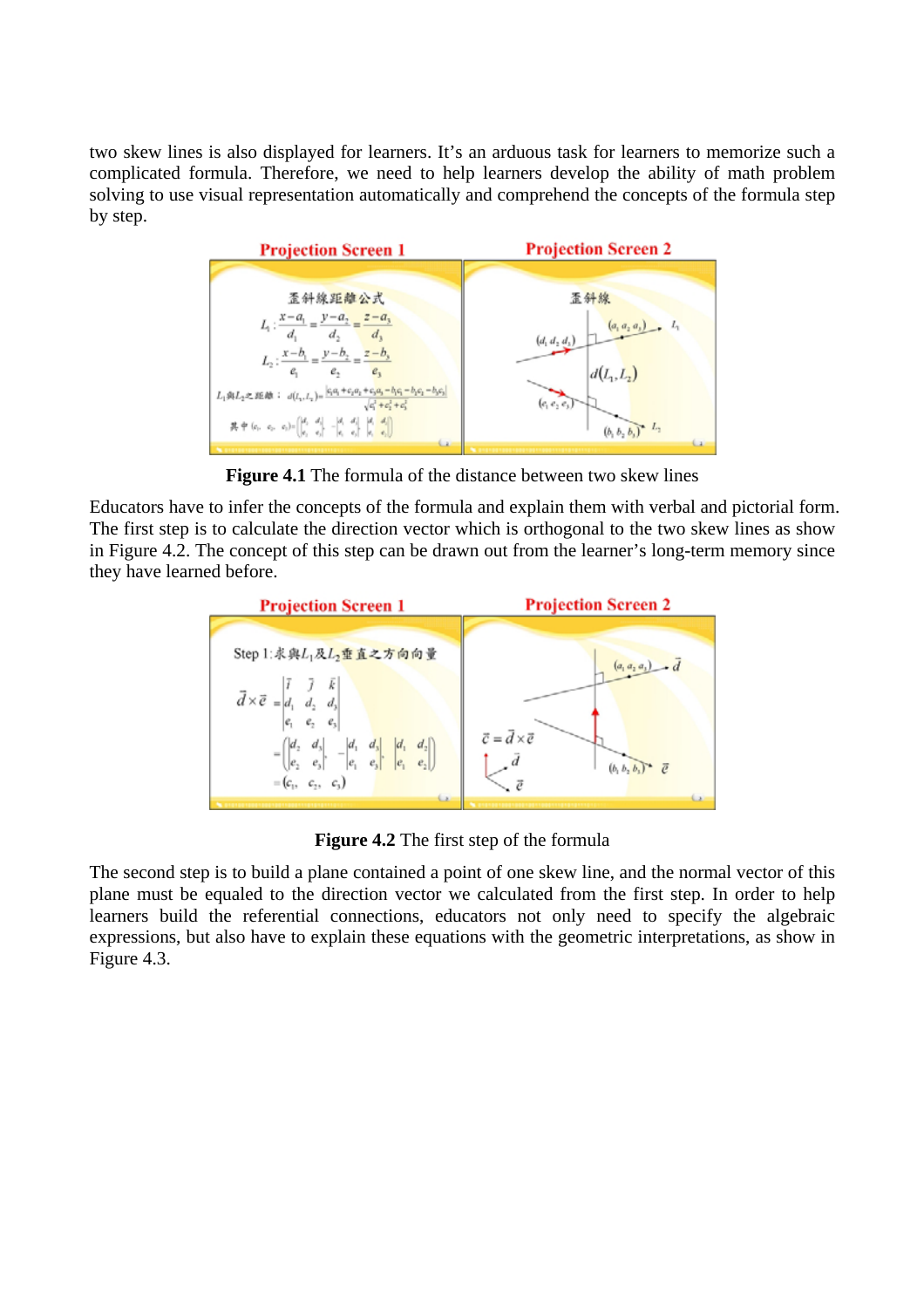two skew lines is also displayed for learners. It's an arduous task for learners to memorize such a complicated formula. Therefore, we need to help learners develop the ability of math problem solving to use visual representation automatically and comprehend the concepts of the formula step by step.

**Figure 4.1** The formula of the distance between two skew lines

Educators have to infer the concepts of the formula and explain them with verbal and pictorial form. The first step is to calculate the direction vector which is orthogonal to the two skew lines as show in Figure 4.2. The concept of this step can be drawn out from the learner's long-term memory since they have learned before.

**Figure 4.2** The first step of the formula

The second step is to build a plane contained a point of one skew line, and the normal vector of this plane must be equaled to the direction vector we calculated from the first step. In order to help learners build the referential connections, educators not only need to specify the algebraic expressions, but also have to explain these equations with the geometric interpretations, as show in Figure 4.3.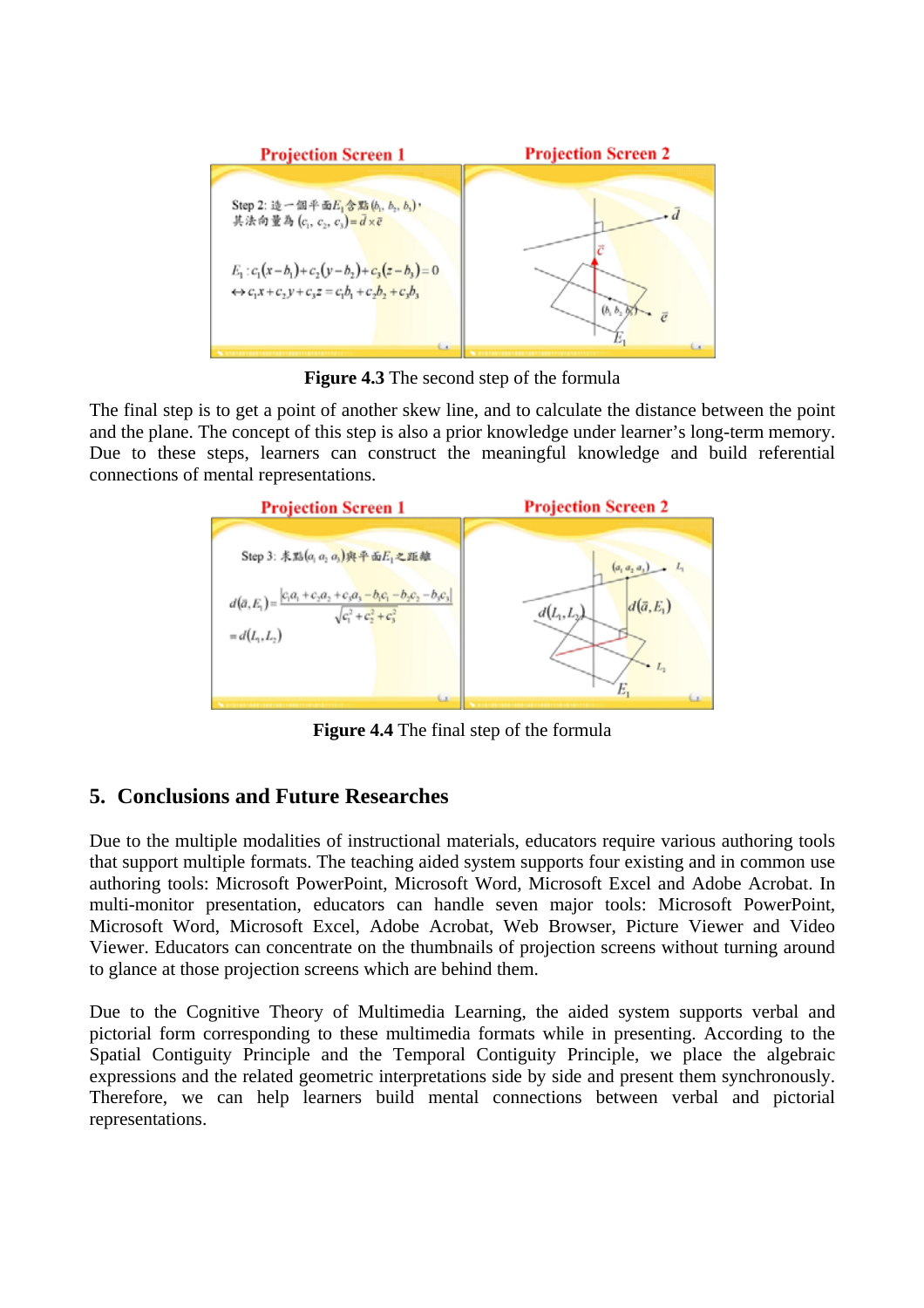**Figure 4.3** The second step of the formula

The final step is to get a point of another skew line, and to calculate the distance between the point and the plane. The concept of this step is also a prior knowledge under learner's long-term memory. Due to these steps, learners can construct the meaningful knowledge and build referential connections of mental representations.

**Figure 4.4** The final step of the formula

## 5. Conclusions and Future Researches

Due to the multiple modalities of instructional materials, educators require various authoring tools that support multiple formats. The teaching aided system supports four existing and in common use authoring tools: Microsoft PowerPoint, Microsoft Word, Microsoft Excel and Adobe Acrobat. In multi-monitor presentation, educators can handle seven major tools: Microsoft PowerPoint, Microsoft Word, Microsoft Excel, Adobe Acrobat, Web Browser, Picture Viewer and Video Viewer. Educators can concentrate on the thumbnails of projection screens without turning around to glance at those projection screens which are behind them.

Due to the Cognitive Theory of Multimedia Learning, the aided system supports verbal and pictorial form corresponding to these multimedia formats while in presenting. According to the Spatial Contiguity Principle and the Temporal Contiguity Principle, we place the algebraic expressions and the related geometric interpretations side by side and present them synchronously. Therefore, we can help learners build mental connections between verbal and pictorial representations.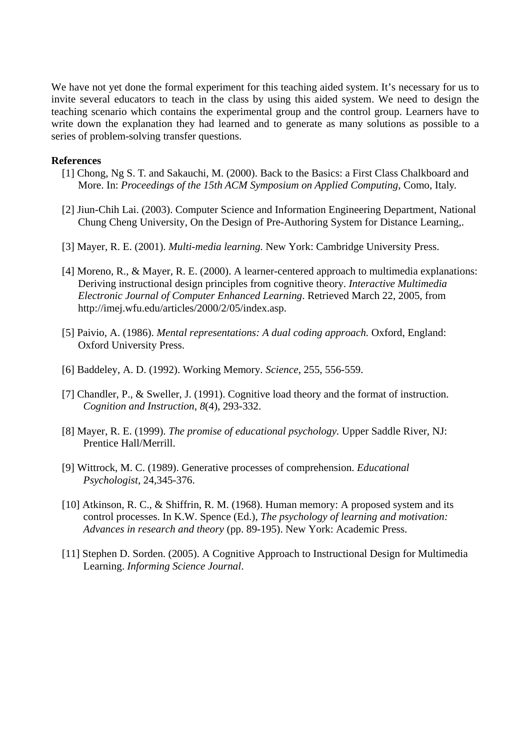We have not yet done the formal experiment for this teaching aided system. It's necessary for us to invite several educators to teach in the class by using this aided system. We need to design the teaching scenario which contains the experimental group and the control group. Learners have to write down the explanation they had learned and to generate as many solutions as possible to a series of problem-solving transfer questions.

**References**

[1] Chong, Ng S. T. and Sakauchi, M. (2000). Back to the Basics: a First Class Chalkboard and More. In: *Proceedings of the 15th ACM Symposium on Applied Computing*, Como, Italy.

[2] Jiun-Chih Lai. (2003). Computer Science and Information Engineering Department, National Chung Cheng University, On the Design of Pre-Authoring System for Distance Learning,.

[3] Mayer, R. E. (2001). *Multi-media learning.* New York: Cambridge University Press.

[4] Moreno, R., & Mayer, R. E. (2000). A learner-centered approach to multimedia explanations: Deriving instructional design principles from cognitive theory. *Interactive Multimedia Electronic Journal of Computer Enhanced Learning*. Retrieved March 22, 2005, from http://imej.wfu.edu/articles/2000/2/05/index.asp.

[5] Paivio, A. (1986). *Mental representations: A dual coding approach.* Oxford, England: Oxford University Press.

[6] Baddeley, A. D. (1992). Working Memory. *Science*, 255, 556-559.

[7] Chandler, P., & Sweller, J. (1991). Cognitive load theory and the format of instruction. *Cognition and Instruction, 8*(4), 293-332.

[8] Mayer, R. E. (1999). *The promise of educational psychology.* Upper Saddle River, NJ: Prentice Hall/Merrill.

[9] Wittrock, M. C. (1989). Generative processes of comprehension. *Educational Psychologist*, 24,345-376.

[10] Atkinson, R. C., & Shiffrin, R. M. (1968). Human memory: A proposed system and its control processes. In K.W. Spence (Ed.), *The psychology of learning and motivation: Advances in research and theory* (pp. 89-195). New York: Academic Press.

[11] Stephen D. Sorden. (2005). A Cognitive Approach to Instructional Design for Multimedia Learning. *Informing Science Journal*.